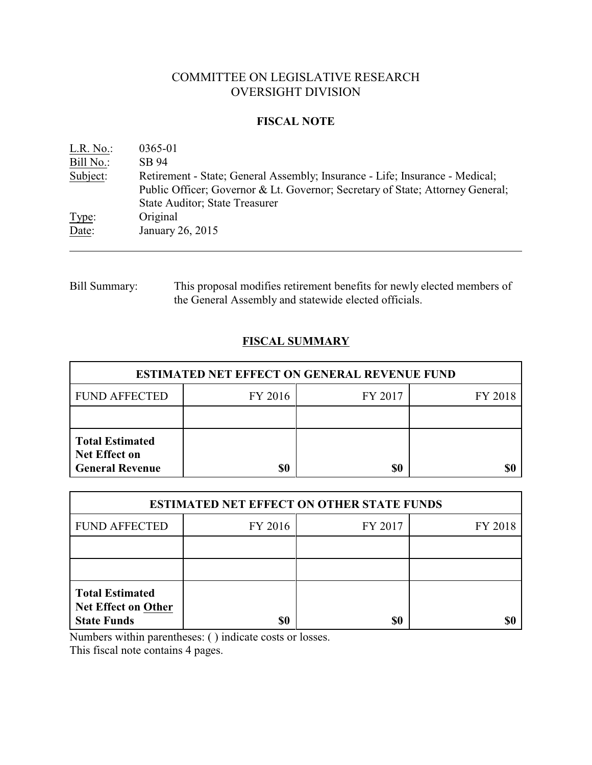# COMMITTEE ON LEGISLATIVE RESEARCH
# OVERSIGHT DIVISION

## FISCAL NOTE

L.R. No.: 0365-01
Bill No.: SB 94
Subject: Retirement - State; General Assembly; Insurance - Life; Insurance - Medical; Public Officer; Governor & Lt. Governor; Secretary of State; Attorney General; State Auditor; State Treasurer
Type: Original
Date: January 26, 2015

---

Bill Summary: This proposal modifies retirement benefits for newly elected members of the General Assembly and statewide elected officials.

## FISCAL SUMMARY

| ESTIMATED NET EFFECT ON GENERAL REVENUE FUND | | | |
|---|---|---|---|
| FUND AFFECTED | FY 2016 | FY 2017 | FY 2018 |
| | | | |
| **Total Estimated Net Effect on General Revenue** | **$0** | **$0** | **$0** |

| ESTIMATED NET EFFECT ON OTHER STATE FUNDS | | | |
|---|---|---|---|
| FUND AFFECTED | FY 2016 | FY 2017 | FY 2018 |
| | | | |
| | | | |
| **Total Estimated Net Effect on Other State Funds** | **$0** | **$0** | **$0** |

Numbers within parentheses: ( ) indicate costs or losses.
This fiscal note contains 4 pages.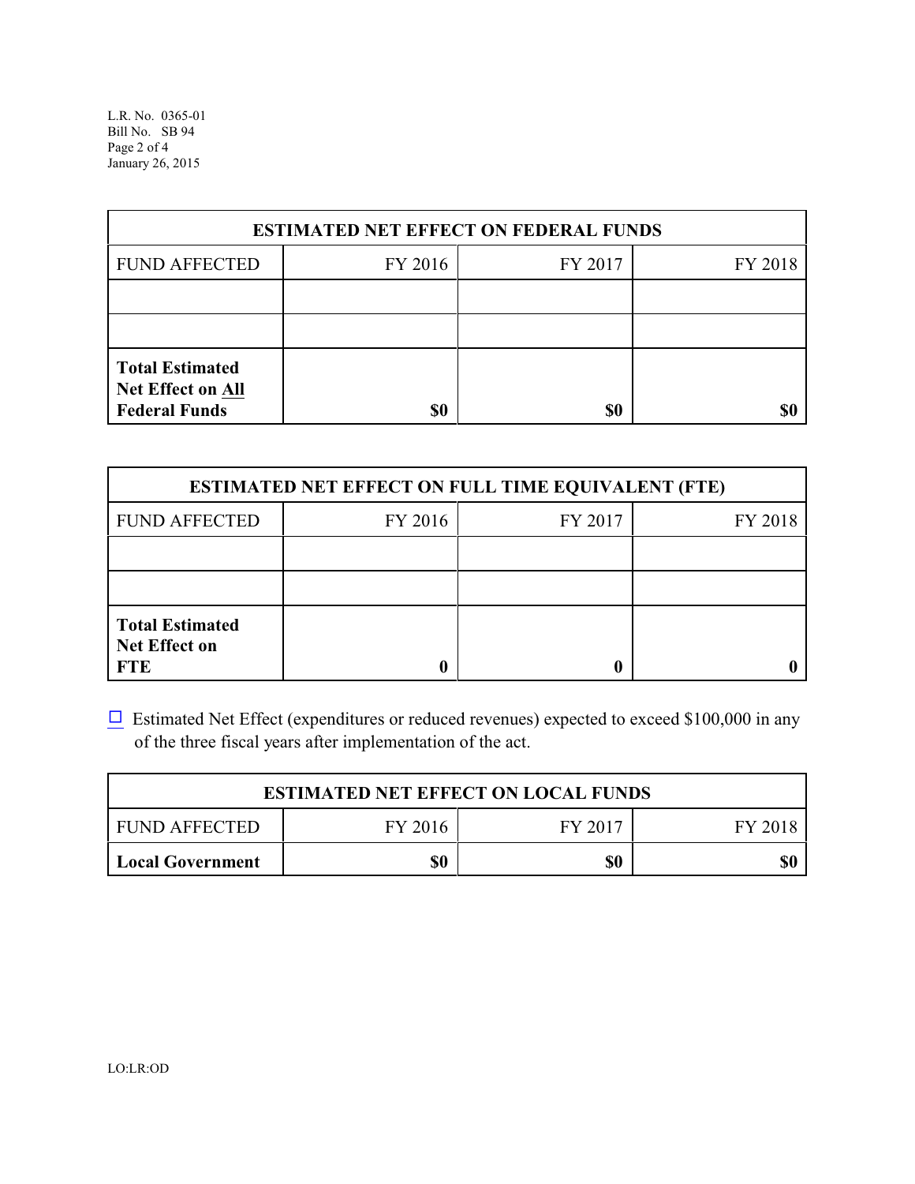| ESTIMATED NET EFFECT ON FEDERAL FUNDS | | | |
|---|---|---|---|
| FUND AFFECTED | FY 2016 | FY 2017 | FY 2018 |
| | | | |
| | | | |
| **Total Estimated Net Effect on All Federal Funds** | **$0** | **$0** | **$0** |

| ESTIMATED NET EFFECT ON FULL TIME EQUIVALENT (FTE) | | | |
|---|---|---|---|
| FUND AFFECTED | FY 2016 | FY 2017 | FY 2018 |
| | | | |
| | | | |
| **Total Estimated Net Effect on FTE** | **0** | **0** | **0** |

☐ Estimated Net Effect (expenditures or reduced revenues) expected to exceed $100,000 in any of the three fiscal years after implementation of the act.

| ESTIMATED NET EFFECT ON LOCAL FUNDS | | | |
|---|---|---|---|
| FUND AFFECTED | FY 2016 | FY 2017 | FY 2018 |
| **Local Government** | **$0** | **$0** | **$0** |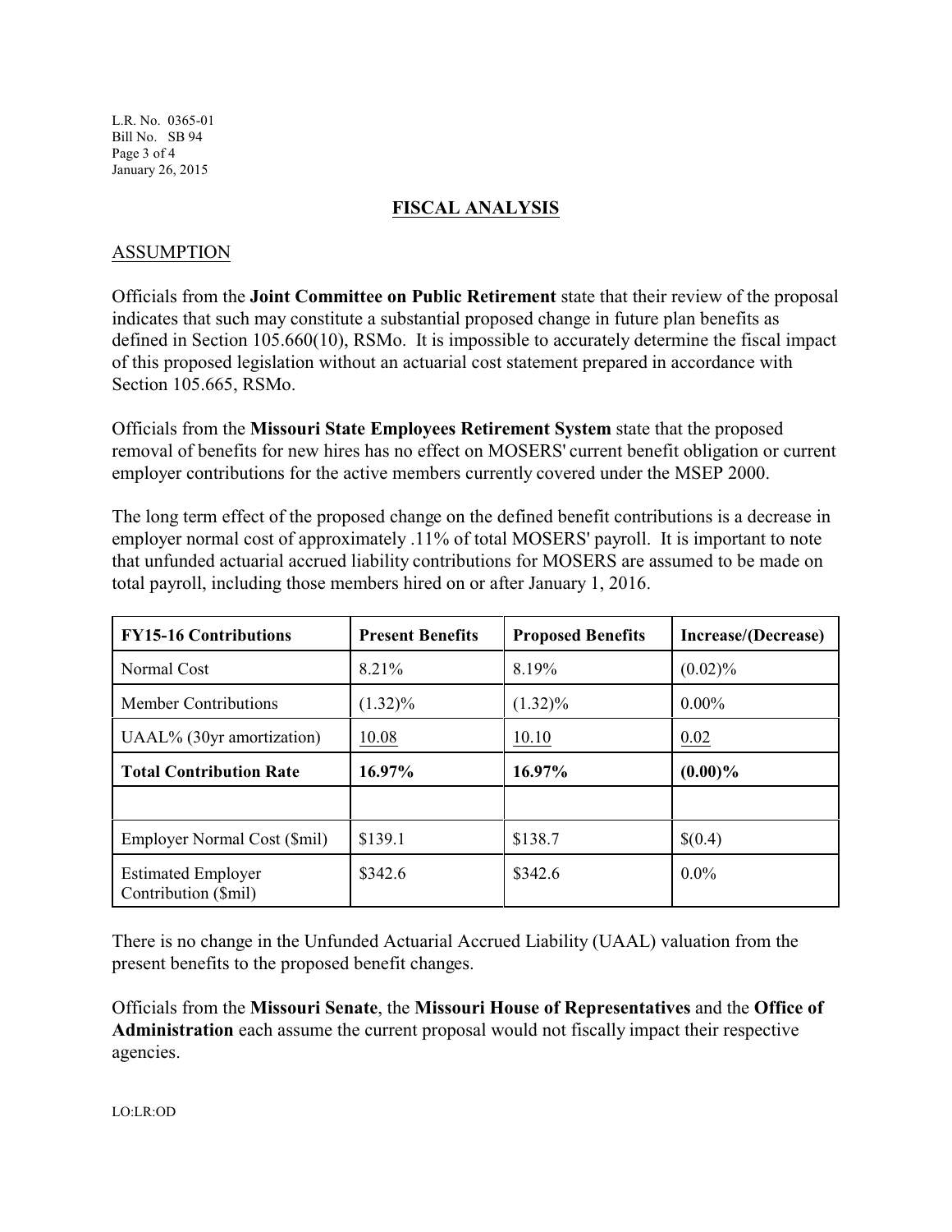## FISCAL ANALYSIS

### ASSUMPTION

Officials from the **Joint Committee on Public Retirement** state that their review of the proposal indicates that such may constitute a substantial proposed change in future plan benefits as defined in Section 105.660(10), RSMo. It is impossible to accurately determine the fiscal impact of this proposed legislation without an actuarial cost statement prepared in accordance with Section 105.665, RSMo.

Officials from the **Missouri State Employees Retirement System** state that the proposed removal of benefits for new hires has no effect on MOSERS' current benefit obligation or current employer contributions for the active members currently covered under the MSEP 2000.

The long term effect of the proposed change on the defined benefit contributions is a decrease in employer normal cost of approximately .11% of total MOSERS' payroll. It is important to note that unfunded actuarial accrued liability contributions for MOSERS are assumed to be made on total payroll, including those members hired on or after January 1, 2016.

| FY15-16 Contributions | Present Benefits | Proposed Benefits | Increase/(Decrease) |
|---|---|---|---|
| Normal Cost | 8.21% | 8.19% | (0.02)% |
| Member Contributions | (1.32)% | (1.32)% | 0.00% |
| UAAL% (30yr amortization) | 10.08 | 10.10 | 0.02 |
| **Total Contribution Rate** | **16.97%** | **16.97%** | **(0.00)%** |
| | | | |
| Employer Normal Cost ($mil) | $139.1 | $138.7 | $(0.4) |
| Estimated Employer Contribution ($mil) | $342.6 | $342.6 | 0.0% |

There is no change in the Unfunded Actuarial Accrued Liability (UAAL) valuation from the present benefits to the proposed benefit changes.

Officials from the **Missouri Senate**, the **Missouri House of Representatives** and the **Office of Administration** each assume the current proposal would not fiscally impact their respective agencies.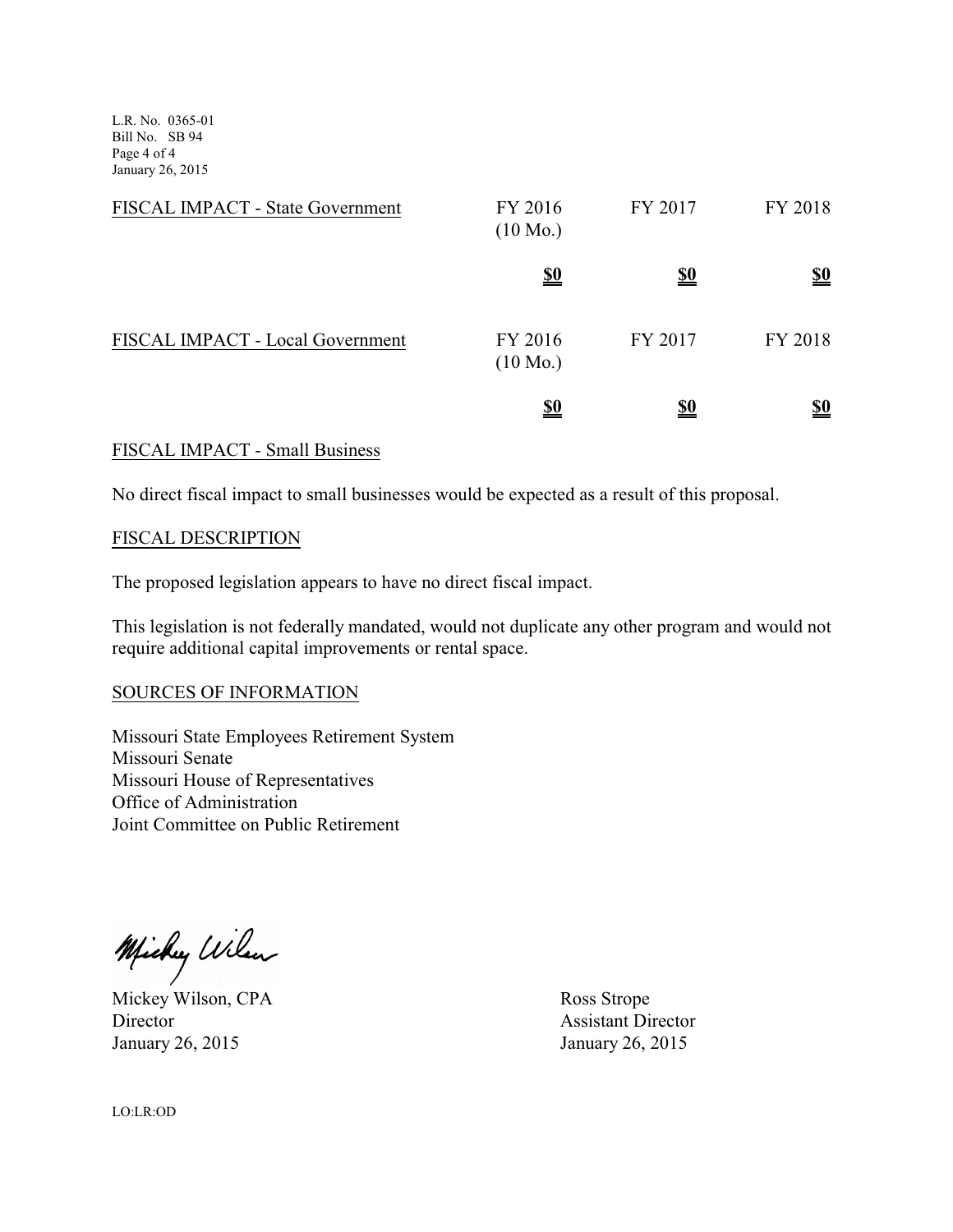L.R. No. 0365-01
Bill No. SB 94
January 26, 2015

| FISCAL IMPACT - State Government | FY 2016 (10 Mo.) | FY 2017 | FY 2018 |
|---|---|---|---|
| | **$0** | **$0** | **$0** |

| FISCAL IMPACT - Local Government | FY 2016 (10 Mo.) | FY 2017 | FY 2018 |
|---|---|---|---|
| | **$0** | **$0** | **$0** |

## FISCAL IMPACT - Small Business

No direct fiscal impact to small businesses would be expected as a result of this proposal.

## FISCAL DESCRIPTION

The proposed legislation appears to have no direct fiscal impact.

This legislation is not federally mandated, would not duplicate any other program and would not require additional capital improvements or rental space.

## SOURCES OF INFORMATION

Missouri State Employees Retirement System
Missouri Senate
Missouri House of Representatives
Office of Administration
Joint Committee on Public Retirement

Mickey Wilson, CPA
Director
January 26, 2015

Ross Strope
Assistant Director
January 26, 2015

LO:LR:OD